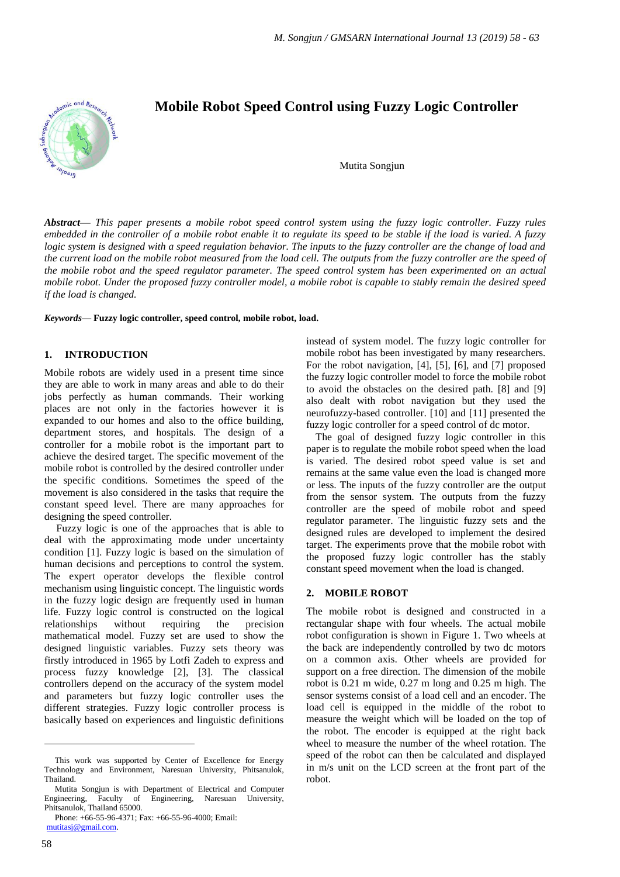# Mobile Robot Speed Control using Fuzzy Logic Controller

Mutita Songjun

***Abstract*— *This paper presents a mobile robot speed control system using the fuzzy logic controller. Fuzzy rules embedded in the controller of a mobile robot enable it to regulate its speed to be stable if the load is varied. A fuzzy logic system is designed with a speed regulation behavior. The inputs to the fuzzy controller are the change of load and the current load on the mobile robot measured from the load cell. The outputs from the fuzzy controller are the speed of the mobile robot and the speed regulator parameter. The speed control system has been experimented on an actual mobile robot. Under the proposed fuzzy controller model, a mobile robot is capable to stably remain the desired speed if the load is changed.***

***Keywords*— Fuzzy logic controller, speed control, mobile robot, load.**

## 1. INTRODUCTION

Mobile robots are widely used in a present time since they are able to work in many areas and able to do their jobs perfectly as human commands. Their working places are not only in the factories however it is expanded to our homes and also to the office building, department stores, and hospitals. The design of a controller for a mobile robot is the important part to achieve the desired target. The specific movement of the mobile robot is controlled by the desired controller under the specific conditions. Sometimes the speed of the movement is also considered in the tasks that require the constant speed level. There are many approaches for designing the speed controller.

Fuzzy logic is one of the approaches that is able to deal with the approximating mode under uncertainty condition [1]. Fuzzy logic is based on the simulation of human decisions and perceptions to control the system. The expert operator develops the flexible control mechanism using linguistic concept. The linguistic words in the fuzzy logic design are frequently used in human life. Fuzzy logic control is constructed on the logical relationships without requiring the precision mathematical model. Fuzzy set are used to show the designed linguistic variables. Fuzzy sets theory was firstly introduced in 1965 by Lotfi Zadeh to express and process fuzzy knowledge [2], [3]. The classical controllers depend on the accuracy of the system model and parameters but fuzzy logic controller uses the different strategies. Fuzzy logic controller process is basically based on experiences and linguistic definitions instead of system model. The fuzzy logic controller for mobile robot has been investigated by many researchers. For the robot navigation, [4], [5], [6], and [7] proposed the fuzzy logic controller model to force the mobile robot to avoid the obstacles on the desired path. [8] and [9] also dealt with robot navigation but they used the neurofuzzy-based controller. [10] and [11] presented the fuzzy logic controller for a speed control of dc motor.

The goal of designed fuzzy logic controller in this paper is to regulate the mobile robot speed when the load is varied. The desired robot speed value is set and remains at the same value even the load is changed more or less. The inputs of the fuzzy controller are the output from the sensor system. The outputs from the fuzzy controller are the speed of mobile robot and speed regulator parameter. The linguistic fuzzy sets and the designed rules are developed to implement the desired target. The experiments prove that the mobile robot with the proposed fuzzy logic controller has the stably constant speed movement when the load is changed.

## 2. MOBILE ROBOT

The mobile robot is designed and constructed in a rectangular shape with four wheels. The actual mobile robot configuration is shown in Figure 1. Two wheels at the back are independently controlled by two dc motors on a common axis. Other wheels are provided for support on a free direction. The dimension of the mobile robot is 0.21 m wide, 0.27 m long and 0.25 m high. The sensor systems consist of a load cell and an encoder. The load cell is equipped in the middle of the robot to measure the weight which will be loaded on the top of the robot. The encoder is equipped at the right back wheel to measure the number of the wheel rotation. The speed of the robot can then be calculated and displayed in m/s unit on the LCD screen at the front part of the robot.

---

This work was supported by Center of Excellence for Energy Technology and Environment, Naresuan University, Phitsanulok, Thailand.

Mutita Songjun is with Department of Electrical and Computer Engineering, Faculty of Engineering, Naresuan University, Phitsanulok, Thailand 65000.

Phone: +66-55-96-4371; Fax: +66-55-96-4000; Email: mutitasj@gmail.com.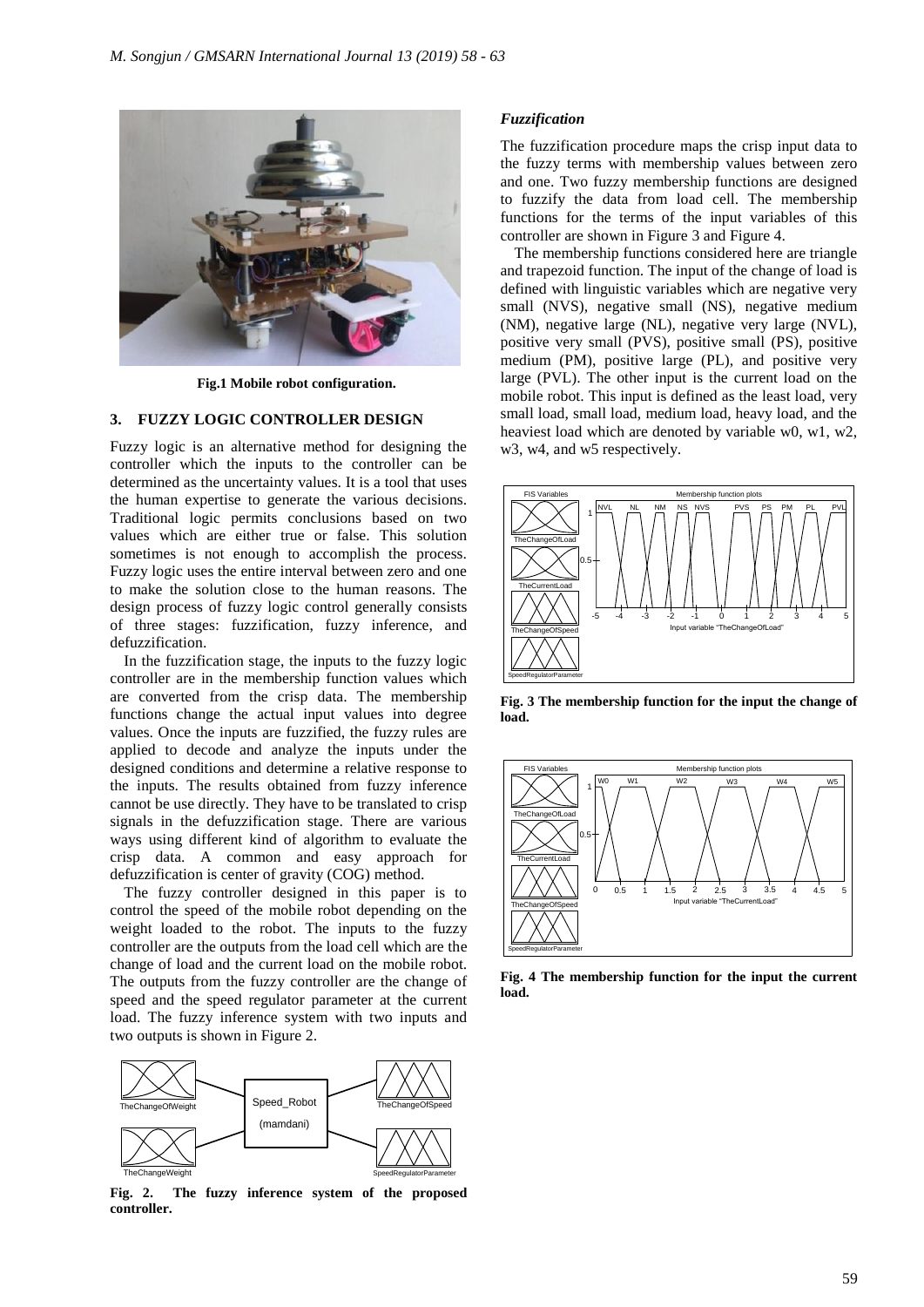Fig.1 Mobile robot configuration.

## 3. FUZZY LOGIC CONTROLLER DESIGN

Fuzzy logic is an alternative method for designing the controller which the inputs to the controller can be determined as the uncertainty values. It is a tool that uses the human expertise to generate the various decisions. Traditional logic permits conclusions based on two values which are either true or false. This solution sometimes is not enough to accomplish the process. Fuzzy logic uses the entire interval between zero and one to make the solution close to the human reasons. The design process of fuzzy logic control generally consists of three stages: fuzzification, fuzzy inference, and defuzzification.

In the fuzzification stage, the inputs to the fuzzy logic controller are in the membership function values which are converted from the crisp data. The membership functions change the actual input values into degree values. Once the inputs are fuzzified, the fuzzy rules are applied to decode and analyze the inputs under the designed conditions and determine a relative response to the inputs. The results obtained from fuzzy inference cannot be use directly. They have to be translated to crisp signals in the defuzzification stage. There are various ways using different kind of algorithm to evaluate the crisp data. A common and easy approach for defuzzification is center of gravity (COG) method.

The fuzzy controller designed in this paper is to control the speed of the mobile robot depending on the weight loaded to the robot. The inputs to the fuzzy controller are the outputs from the load cell which are the change of load and the current load on the mobile robot. The outputs from the fuzzy controller are the change of speed and the speed regulator parameter at the current load. The fuzzy inference system with two inputs and two outputs is shown in Figure 2.

Fig. 2. The fuzzy inference system of the proposed controller.

### *Fuzzification*

The fuzzification procedure maps the crisp input data to the fuzzy terms with membership values between zero and one. Two fuzzy membership functions are designed to fuzzify the data from load cell. The membership functions for the terms of the input variables of this controller are shown in Figure 3 and Figure 4.

The membership functions considered here are triangle and trapezoid function. The input of the change of load is defined with linguistic variables which are negative very small (NVS), negative small (NS), negative medium (NM), negative large (NL), negative very large (NVL), positive very small (PVS), positive small (PS), positive medium (PM), positive large (PL), and positive very large (PVL). The other input is the current load on the mobile robot. This input is defined as the least load, very small load, small load, medium load, heavy load, and the heaviest load which are denoted by variable w0, w1, w2, w3, w4, and w5 respectively.

Fig. 3 The membership function for the input the change of load.

Fig. 4 The membership function for the input the current load.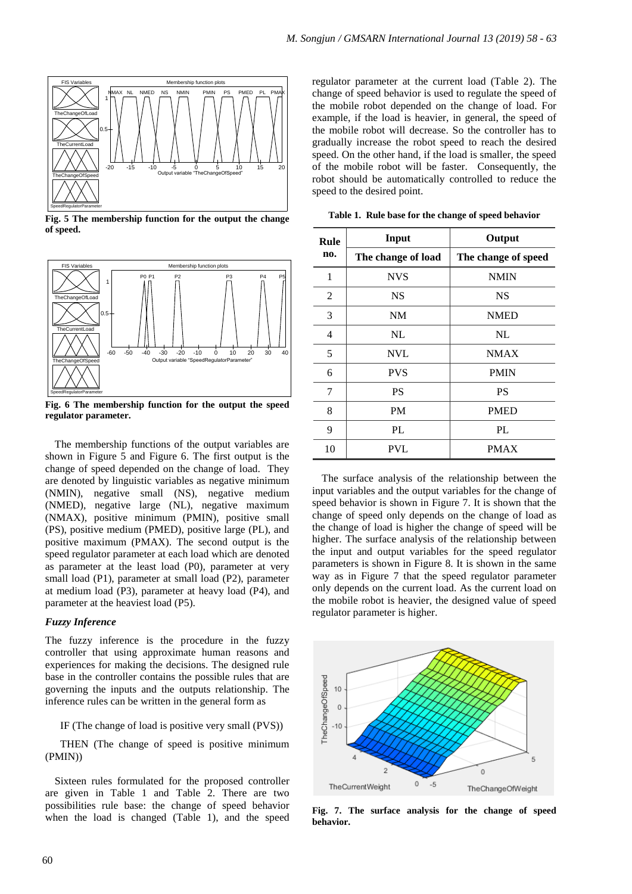Fig. 5 The membership function for the output the change of speed.

Fig. 6 The membership function for the output the speed regulator parameter.

The membership functions of the output variables are shown in Figure 5 and Figure 6. The first output is the change of speed depended on the change of load. They are denoted by linguistic variables as negative minimum (NMIN), negative small (NS), negative medium (NMED), negative large (NL), negative maximum (NMAX), positive minimum (PMIN), positive small (PS), positive medium (PMED), positive large (PL), and positive maximum (PMAX). The second output is the speed regulator parameter at each load which are denoted as parameter at the least load (P0), parameter at very small load (P1), parameter at small load (P2), parameter at medium load (P3), parameter at heavy load (P4), and parameter at the heaviest load (P5).

### *Fuzzy Inference*

The fuzzy inference is the procedure in the fuzzy controller that using approximate human reasons and experiences for making the decisions. The designed rule base in the controller contains the possible rules that are governing the inputs and the outputs relationship. The inference rules can be written in the general form as

IF (The change of load is positive very small (PVS))

THEN (The change of speed is positive minimum (PMIN))

Sixteen rules formulated for the proposed controller are given in Table 1 and Table 2. There are two possibilities rule base: the change of speed behavior when the load is changed (Table 1), and the speed regulator parameter at the current load (Table 2). The change of speed behavior is used to regulate the speed of the mobile robot depended on the change of load. For example, if the load is heavier, in general, the speed of the mobile robot will decrease. So the controller has to gradually increase the robot speed to reach the desired speed. On the other hand, if the load is smaller, the speed of the mobile robot will be faster. Consequently, the robot should be automatically controlled to reduce the speed to the desired point.

**Table 1. Rule base for the change of speed behavior**

| Rule no. | Input | Output |
|---|---|---|
| | The change of load | The change of speed |
| 1 | NVS | NMIN |
| 2 | NS | NS |
| 3 | NM | NMED |
| 4 | NL | NL |
| 5 | NVL | NMAX |
| 6 | PVS | PMIN |
| 7 | PS | PS |
| 8 | PM | PMED |
| 9 | PL | PL |
| 10 | PVL | PMAX |

The surface analysis of the relationship between the input variables and the output variables for the change of speed behavior is shown in Figure 7. It is shown that the change of speed only depends on the change of load as the change of load is higher the change of speed will be higher. The surface analysis of the relationship between the input and output variables for the speed regulator parameters is shown in Figure 8. It is shown in the same way as in Figure 7 that the speed regulator parameter only depends on the current load. As the current load on the mobile robot is heavier, the designed value of speed regulator parameter is higher.

**Fig. 7. The surface analysis for the change of speed behavior.**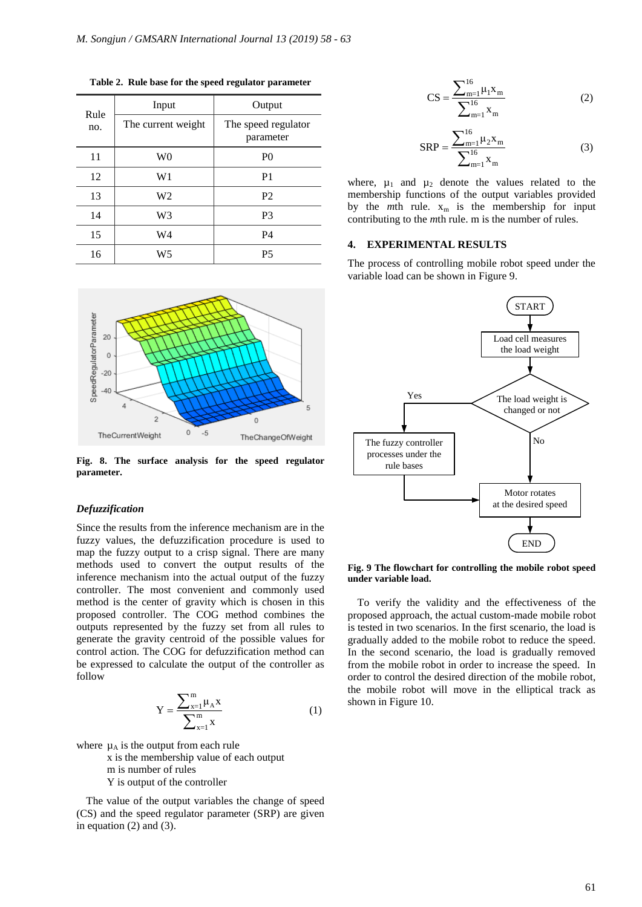**Table 2. Rule base for the speed regulator parameter**

| Rule no. | Input | Output |
|---|---|---|
| | The current weight | The speed regulator parameter |
| 11 | W0 | P0 |
| 12 | W1 | P1 |
| 13 | W2 | P2 |
| 14 | W3 | P3 |
| 15 | W4 | P4 |
| 16 | W5 | P5 |

**Fig. 8. The surface analysis for the speed regulator parameter.**

### *Defuzzification*

Since the results from the inference mechanism are in the fuzzy values, the defuzzification procedure is used to map the fuzzy output to a crisp signal. There are many methods used to convert the output results of the inference mechanism into the actual output of the fuzzy controller. The most convenient and commonly used method is the center of gravity which is chosen in this proposed controller. The COG method combines the outputs represented by the fuzzy set from all rules to generate the gravity centroid of the possible values for control action. The COG for defuzzification method can be expressed to calculate the output of the controller as follow

$$Y = \frac{\sum_{x=1}^{m} \mu_A x}{\sum_{x=1}^{m} x} \tag{1}$$

where $\mu_A$ is the output from each rule
x is the membership value of each output
m is number of rules
Y is output of the controller

The value of the output variables the change of speed (CS) and the speed regulator parameter (SRP) are given in equation (2) and (3).

$$CS = \frac{\sum_{m=1}^{16} \mu_1 x_m}{\sum_{m=1}^{16} x_m} \tag{2}$$

$$SRP = \frac{\sum_{m=1}^{16} \mu_2 x_m}{\sum_{m=1}^{16} x_m} \tag{3}$$

where, $\mu_1$ and $\mu_2$ denote the values related to the membership functions of the output variables provided by the *m*th rule. $x_m$ is the membership for input contributing to the *m*th rule. m is the number of rules.

## 4. EXPERIMENTAL RESULTS

The process of controlling mobile robot speed under the variable load can be shown in Figure 9.

**Fig. 9 The flowchart for controlling the mobile robot speed under variable load.**

To verify the validity and the effectiveness of the proposed approach, the actual custom-made mobile robot is tested in two scenarios. In the first scenario, the load is gradually added to the mobile robot to reduce the speed. In the second scenario, the load is gradually removed from the mobile robot in order to increase the speed. In order to control the desired direction of the mobile robot, the mobile robot will move in the elliptical track as shown in Figure 10.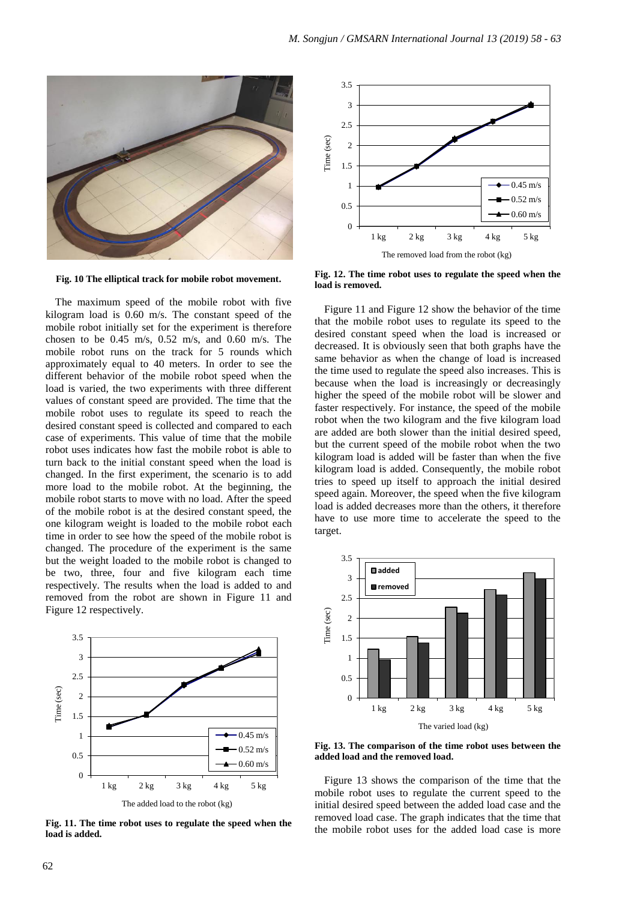Fig. 10 The elliptical track for mobile robot movement.

The maximum speed of the mobile robot with five kilogram load is 0.60 m/s. The constant speed of the mobile robot initially set for the experiment is therefore chosen to be 0.45 m/s, 0.52 m/s, and 0.60 m/s. The mobile robot runs on the track for 5 rounds which approximately equal to 40 meters. In order to see the different behavior of the mobile robot speed when the load is varied, the two experiments with three different values of constant speed are provided. The time that the mobile robot uses to regulate its speed to reach the desired constant speed is collected and compared to each case of experiments. This value of time that the mobile robot uses indicates how fast the mobile robot is able to turn back to the initial constant speed when the load is changed. In the first experiment, the scenario is to add more load to the mobile robot. At the beginning, the mobile robot starts to move with no load. After the speed of the mobile robot is at the desired constant speed, the one kilogram weight is loaded to the mobile robot each time in order to see how the speed of the mobile robot is changed. The procedure of the experiment is the same but the weight loaded to the mobile robot is changed to be two, three, four and five kilogram each time respectively. The results when the load is added to and removed from the robot are shown in Figure 11 and Figure 12 respectively.

Fig. 11. The time robot uses to regulate the speed when the load is added.

Fig. 12. The time robot uses to regulate the speed when the load is removed.

Figure 11 and Figure 12 show the behavior of the time that the mobile robot uses to regulate its speed to the desired constant speed when the load is increased or decreased. It is obviously seen that both graphs have the same behavior as when the change of load is increased the time used to regulate the speed also increases. This is because when the load is increasingly or decreasingly higher the speed of the mobile robot will be slower and faster respectively. For instance, the speed of the mobile robot when the two kilogram and the five kilogram load are added are both slower than the initial desired speed, but the current speed of the mobile robot when the two kilogram load is added will be faster than when the five kilogram load is added. Consequently, the mobile robot tries to speed up itself to approach the initial desired speed again. Moreover, the speed when the five kilogram load is added decreases more than the others, it therefore have to use more time to accelerate the speed to the target.

Fig. 13. The comparison of the time robot uses between the added load and the removed load.

Figure 13 shows the comparison of the time that the mobile robot uses to regulate the current speed to the initial desired speed between the added load case and the removed load case. The graph indicates that the time that the mobile robot uses for the added load case is more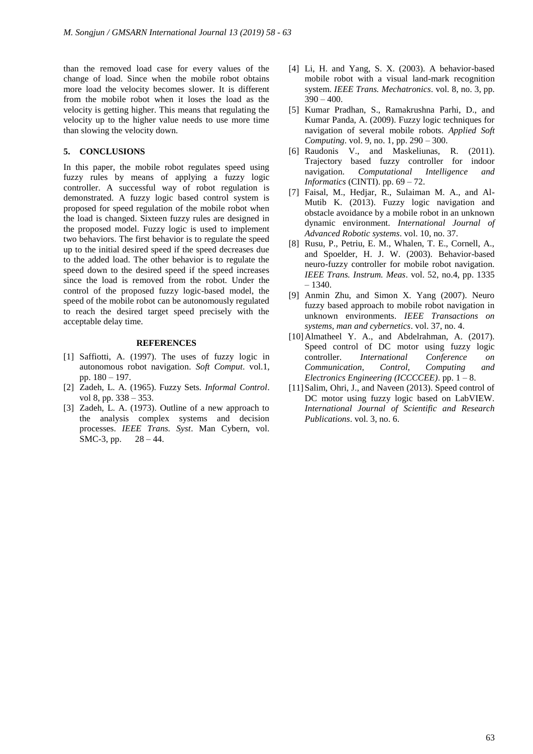than the removed load case for every values of the change of load. Since when the mobile robot obtains more load the velocity becomes slower. It is different from the mobile robot when it loses the load as the velocity is getting higher. This means that regulating the velocity up to the higher value needs to use more time than slowing the velocity down.

## 5. CONCLUSIONS

In this paper, the mobile robot regulates speed using fuzzy rules by means of applying a fuzzy logic controller. A successful way of robot regulation is demonstrated. A fuzzy logic based control system is proposed for speed regulation of the mobile robot when the load is changed. Sixteen fuzzy rules are designed in the proposed model. Fuzzy logic is used to implement two behaviors. The first behavior is to regulate the speed up to the initial desired speed if the speed decreases due to the added load. The other behavior is to regulate the speed down to the desired speed if the speed increases since the load is removed from the robot. Under the control of the proposed fuzzy logic-based model, the speed of the mobile robot can be autonomously regulated to reach the desired target speed precisely with the acceptable delay time.

## REFERENCES

[1] Saffiotti, A. (1997). The uses of fuzzy logic in autonomous robot navigation. *Soft Comput*. vol.1, pp. 180 – 197.

[2] Zadeh, L. A. (1965). Fuzzy Sets. *Informal Control*. vol 8, pp. 338 – 353.

[3] Zadeh, L. A. (1973). Outline of a new approach to the analysis complex systems and decision processes. *IEEE Trans. Syst*. Man Cybern, vol. SMC-3, pp. 28 – 44.

[4] Li, H. and Yang, S. X. (2003). A behavior-based mobile robot with a visual land-mark recognition system. *IEEE Trans. Mechatronics*. vol. 8, no. 3, pp. 390 – 400.

[5] Kumar Pradhan, S., Ramakrushna Parhi, D., and Kumar Panda, A. (2009). Fuzzy logic techniques for navigation of several mobile robots. *Applied Soft Computing*. vol. 9, no. 1, pp. 290 – 300.

[6] Raudonis V., and Maskeliunas, R. (2011). Trajectory based fuzzy controller for indoor navigation. *Computational Intelligence and Informatics* (CINTI). pp. 69 – 72.

[7] Faisal, M., Hedjar, R., Sulaiman M. A., and Al-Mutib K. (2013). Fuzzy logic navigation and obstacle avoidance by a mobile robot in an unknown dynamic environment. *International Journal of Advanced Robotic systems*. vol. 10, no. 37.

[8] Rusu, P., Petriu, E. M., Whalen, T. E., Cornell, A., and Spoelder, H. J. W. (2003). Behavior-based neuro-fuzzy controller for mobile robot navigation. *IEEE Trans. Instrum. Meas*. vol. 52, no.4, pp. 1335 – 1340.

[9] Anmin Zhu, and Simon X. Yang (2007). Neuro fuzzy based approach to mobile robot navigation in unknown environments. *IEEE Transactions on systems, man and cybernetics*. vol. 37, no. 4.

[10] Almatheel Y. A., and Abdelrahman, A. (2017). Speed control of DC motor using fuzzy logic controller. *International Conference on Communication, Control, Computing and Electronics Engineering (ICCCCEE)*. pp. 1 – 8.

[11] Salim, Ohri, J., and Naveen (2013). Speed control of DC motor using fuzzy logic based on LabVIEW. *International Journal of Scientific and Research Publications*. vol. 3, no. 6.